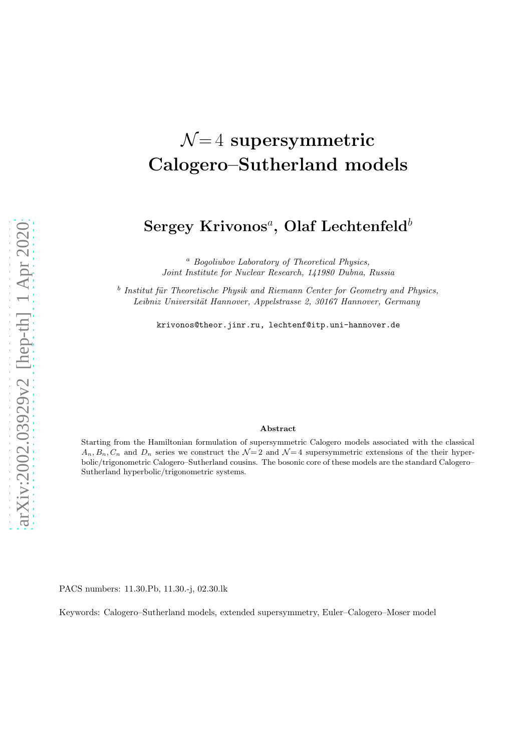# $\mathcal{N}=4$ supersymmetric Calogero–Sutherland models

**Sergey Krivonos**[a], **Olaf Lechtenfeld**[b]

[a] *Bogoliubov Laboratory of Theoretical Physics, Joint Institute for Nuclear Research, 141980 Dubna, Russia*

[b] *Institut für Theoretische Physik and Riemann Center for Geometry and Physics, Leibniz Universität Hannover, Appelstrasse 2, 30167 Hannover, Germany*

krivonos@theor.jinr.ru, lechtenf@itp.uni-hannover.de

arXiv:2002.03929v2 [hep-th] 1 Apr 2020

**Abstract**

Starting from the Hamiltonian formulation of supersymmetric Calogero models associated with the classical $A_n, B_n, C_n$ and $D_n$ series we construct the $\mathcal{N}=2$ and $\mathcal{N}=4$ supersymmetric extensions of the their hyperbolic/trigonometric Calogero–Sutherland cousins. The bosonic core of these models are the standard Calogero–Sutherland hyperbolic/trigonometric systems.

PACS numbers: 11.30.Pb, 11.30.-j, 02.30.lk

Keywords: Calogero–Sutherland models, extended supersymmetry, Euler–Calogero–Moser model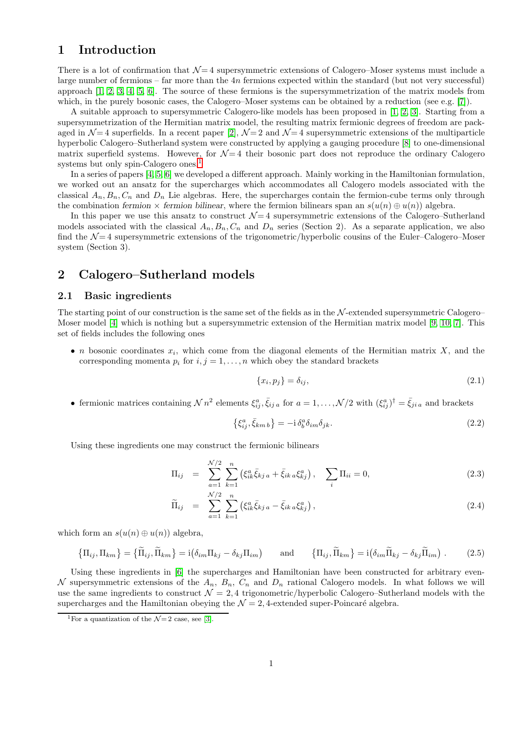# 1 Introduction

There is a lot of confirmation that $\mathcal{N}=4$ supersymmetric extensions of Calogero–Moser systems must include a large number of fermions – far more than the $4n$ fermions expected within the standard (but not very successful) approach [1, 2, 3, 4, 5, 6]. The source of these fermions is the supersymmetrization of the matrix models from which, in the purely bosonic cases, the Calogero–Moser systems can be obtained by a reduction (see e.g. [7]).

A suitable approach to supersymmetric Calogero-like models has been proposed in [1, 2, 3]. Starting from a supersymmetrization of the Hermitian matrix model, the resulting matrix fermionic degrees of freedom are packaged in $\mathcal{N}=4$ superfields. In a recent paper [2], $\mathcal{N}=2$ and $\mathcal{N}=4$ supersymmetric extensions of the multiparticle hyperbolic Calogero–Sutherland system were constructed by applying a gauging procedure [8] to one-dimensional matrix superfield systems. However, for $\mathcal{N}=4$ their bosonic part does not reproduce the ordinary Calogero systems but only spin-Calogero ones.[1]

In a series of papers [4, 5, 6] we developed a different approach. Mainly working in the Hamiltonian formulation, we worked out an ansatz for the supercharges which accommodates all Calogero models associated with the classical $A_n, B_n, C_n$ and $D_n$ Lie algebras. Here, the supercharges contain the fermion-cube terms only through the combination *fermion × fermion bilinear*, where the fermion bilinears span an $s(u(n) \oplus u(n))$ algebra.

In this paper we use this ansatz to construct $\mathcal{N}=4$ supersymmetric extensions of the Calogero–Sutherland models associated with the classical $A_n, B_n, C_n$ and $D_n$ series (Section 2). As a separate application, we also find the $\mathcal{N}=4$ supersymmetric extensions of the trigonometric/hyperbolic cousins of the Euler–Calogero–Moser system (Section 3).

# 2 Calogero–Sutherland models

## 2.1 Basic ingredients

The starting point of our construction is the same set of the fields as in the $\mathcal{N}$-extended supersymmetric Calogero–Moser model [4] which is nothing but a supersymmetric extension of the Hermitian matrix model [9, 10, 7]. This set of fields includes the following ones

- $n$ bosonic coordinates $x_i$, which come from the diagonal elements of the Hermitian matrix $X$, and the corresponding momenta $p_i$ for $i, j = 1, \ldots, n$ which obey the standard brackets

$$\{x_i, p_j\} = \delta_{ij}, \tag{2.1}$$

- fermionic matrices containing $\mathcal{N}\, n^2$ elements $\xi^a_{ij}, \bar{\xi}_{ij\,a}$ for $a = 1, \ldots, \mathcal{N}/2$ with $(\xi^a_{ij})^\dagger = \bar{\xi}_{ji\,a}$ and brackets

$$\left\{\xi^a_{ij}, \bar{\xi}_{km\,b}\right\} = -\mathrm{i}\, \delta^a_b \delta_{im} \delta_{jk}. \tag{2.2}$$

Using these ingredients one may construct the fermionic bilinears

$$\Pi_{ij} \;=\; \sum_{a=1}^{\mathcal{N}/2} \sum_{k=1}^{n} \left(\xi^a_{ik} \bar{\xi}_{kj\,a} + \bar{\xi}_{ik\,a} \xi^a_{kj}\right), \quad \sum_i \Pi_{ii} = 0, \tag{2.3}$$

$$\widetilde{\Pi}_{ij} \;=\; \sum_{a=1}^{\mathcal{N}/2} \sum_{k=1}^{n} \left(\xi^a_{ik} \bar{\xi}_{kj\,a} - \bar{\xi}_{ik\,a} \xi^a_{kj}\right), \tag{2.4}$$

which form an $s(u(n) \oplus u(n))$ algebra,

$$\left\{\Pi_{ij}, \Pi_{km}\right\} = \left\{\widetilde{\Pi}_{ij}, \widetilde{\Pi}_{km}\right\} = \mathrm{i}\big(\delta_{im} \Pi_{kj} - \delta_{kj} \Pi_{im}\big) \qquad \text{and} \qquad \left\{\Pi_{ij}, \widetilde{\Pi}_{km}\right\} = \mathrm{i}\big(\delta_{im} \widetilde{\Pi}_{kj} - \delta_{kj} \widetilde{\Pi}_{im}\big)\,. \tag{2.5}$$

Using these ingredients in [6] the supercharges and Hamiltonian have been constructed for arbitrary even-$\mathcal{N}$ supersymmetric extensions of the $A_n$, $B_n$, $C_n$ and $D_n$ rational Calogero models. In what follows we will use the same ingredients to construct $\mathcal{N} = 2, 4$ trigonometric/hyperbolic Calogero–Sutherland models with the supercharges and the Hamiltonian obeying the $\mathcal{N} = 2, 4$-extended super-Poincaré algebra.

[1] For a quantization of the $\mathcal{N}=2$ case, see [3].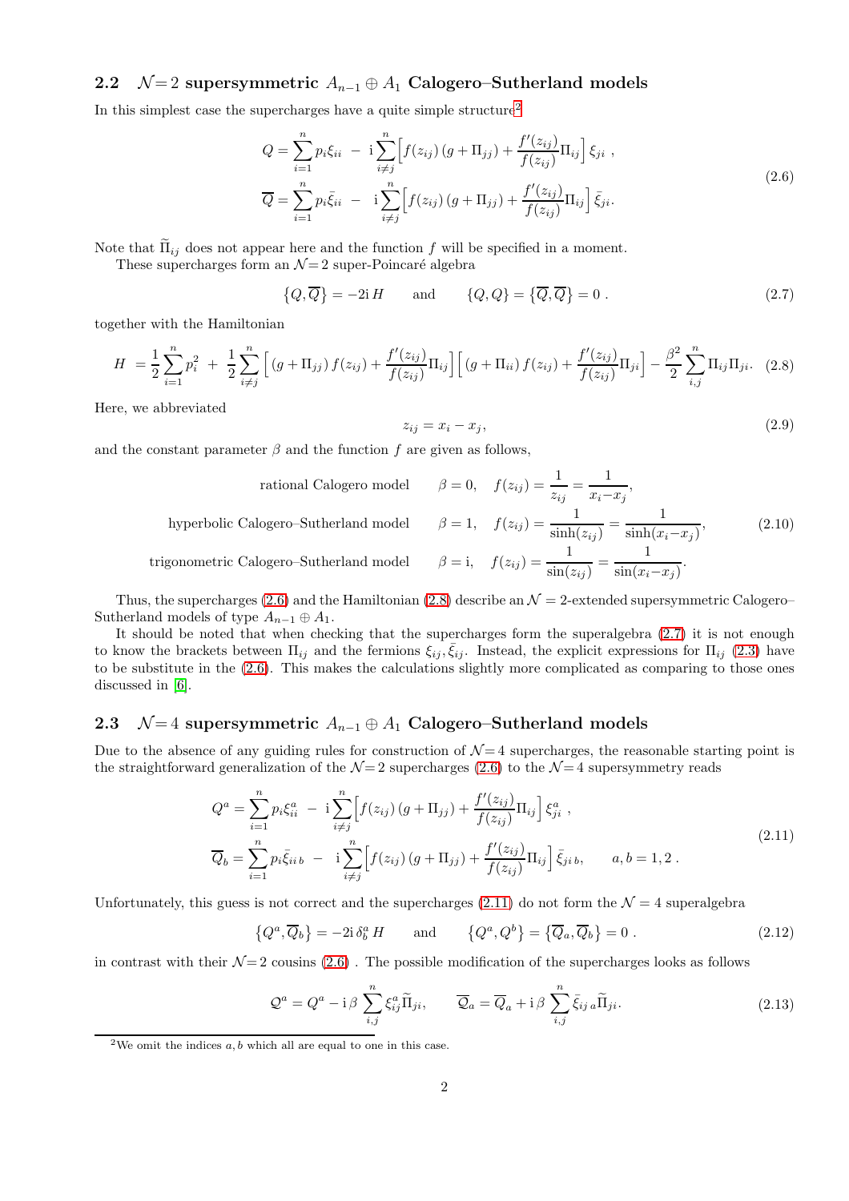### 2.2 $\mathcal{N}=2$ supersymmetric $A_{n-1} \oplus A_1$ Calogero–Sutherland models

In this simplest case the supercharges have a quite simple structure[2]

$$
\begin{aligned}
Q &= \sum_{i=1}^{n} p_i \xi_{ii} \; - \; \mathrm{i} \sum_{i \neq j}^{n} \Big[ f(z_{ij}) \, (g + \Pi_{jj}) + \frac{f'(z_{ij})}{f(z_{ij})} \Pi_{ij} \Big] \, \xi_{ji} \; , \\
\overline{Q} &= \sum_{i=1}^{n} p_i \bar{\xi}_{ii} \; - \; \mathrm{i} \sum_{i \neq j}^{n} \Big[ f(z_{ij}) \, (g + \Pi_{jj}) + \frac{f'(z_{ij})}{f(z_{ij})} \Pi_{ij} \Big] \, \bar{\xi}_{ji}.
\end{aligned}
\tag{2.6}
$$

Note that $\widetilde{\Pi}_{ij}$ does not appear here and the function $f$ will be specified in a moment.

These supercharges form an $\mathcal{N}=2$ super-Poincaré algebra

$$
\{Q, \overline{Q}\} = -2\mathrm{i}\, H \qquad \text{and} \qquad \{Q, Q\} = \{\overline{Q}, \overline{Q}\} = 0 \; . \tag{2.7}
$$

together with the Hamiltonian

$$
H \; = \frac{1}{2} \sum_{i=1}^{n} p_i^2 \; + \; \frac{1}{2} \sum_{i \neq j}^{n} \Big[ \, (g + \Pi_{jj}) \, f(z_{ij}) + \frac{f'(z_{ij})}{f(z_{ij})} \Pi_{ij} \Big] \Big[ \, (g + \Pi_{ii}) \, f(z_{ij}) + \frac{f'(z_{ij})}{f(z_{ij})} \Pi_{ji} \Big] - \frac{\beta^2}{2} \sum_{i,j}^{n} \Pi_{ij} \Pi_{ji}. \tag{2.8}
$$

Here, we abbreviated

$$
z_{ij} = x_i - x_j, \tag{2.9}
$$

and the constant parameter $\beta$ and the function $f$ are given as follows,

$$
\begin{aligned}
&\text{rational Calogero model} && \beta = 0, \quad f(z_{ij}) = \frac{1}{z_{ij}} = \frac{1}{x_i - x_j}, \\
&\text{hyperbolic Calogero–Sutherland model} && \beta = 1, \quad f(z_{ij}) = \frac{1}{\sinh(z_{ij})} = \frac{1}{\sinh(x_i - x_j)}, \\
&\text{trigonometric Calogero–Sutherland model} && \beta = \mathrm{i}, \quad f(z_{ij}) = \frac{1}{\sin(z_{ij})} = \frac{1}{\sin(x_i - x_j)}.
\end{aligned}
\tag{2.10}
$$

Thus, the supercharges (2.6) and the Hamiltonian (2.8) describe an $\mathcal{N}=2$-extended supersymmetric Calogero–Sutherland models of type $A_{n-1} \oplus A_1$.

It should be noted that when checking that the supercharges form the superalgebra (2.7) it is not enough to know the brackets between $\Pi_{ij}$ and the fermions $\xi_{ij}, \bar{\xi}_{ij}$. Instead, the explicit expressions for $\Pi_{ij}$ (2.3) have to be substitute in the (2.6). This makes the calculations slightly more complicated as comparing to those ones discussed in [6].

### 2.3 $\mathcal{N}=4$ supersymmetric $A_{n-1} \oplus A_1$ Calogero–Sutherland models

Due to the absence of any guiding rules for construction of $\mathcal{N}=4$ supercharges, the reasonable starting point is the straightforward generalization of the $\mathcal{N}=2$ supercharges (2.6) to the $\mathcal{N}=4$ supersymmetry reads

$$
\begin{aligned}
Q^a &= \sum_{i=1}^{n} p_i \xi^a_{ii} \; - \; \mathrm{i} \sum_{i \neq j}^{n} \Big[ f(z_{ij}) \, (g + \Pi_{jj}) + \frac{f'(z_{ij})}{f(z_{ij})} \Pi_{ij} \Big] \, \xi^a_{ji} \; , \\
\overline{Q}_b &= \sum_{i=1}^{n} p_i \bar{\xi}_{ii\, b} \; - \; \mathrm{i} \sum_{i \neq j}^{n} \Big[ f(z_{ij}) \, (g + \Pi_{jj}) + \frac{f'(z_{ij})}{f(z_{ij})} \Pi_{ij} \Big] \, \bar{\xi}_{ji\, b}, \qquad a, b = 1, 2 \; .
\end{aligned}
\tag{2.11}
$$

Unfortunately, this guess is not correct and the supercharges (2.11) do not form the $\mathcal{N}=4$ superalgebra

$$
\{Q^a, \overline{Q}_b\} = -2\mathrm{i}\, \delta^a_b \, H \qquad \text{and} \qquad \{Q^a, Q^b\} = \{\overline{Q}_a, \overline{Q}_b\} = 0 \; . \tag{2.12}
$$

in contrast with their $\mathcal{N}=2$ cousins (2.6) . The possible modification of the supercharges looks as follows

$$
\mathcal{Q}^a = Q^a - \mathrm{i}\, \beta \sum_{i,j}^{n} \xi^a_{ij} \widetilde{\Pi}_{ji}, \qquad \overline{\mathcal{Q}}_a = \overline{Q}_a + \mathrm{i}\, \beta \sum_{i,j}^{n} \bar{\xi}_{ij\, a} \widetilde{\Pi}_{ji}. \tag{2.13}
$$

---

[2] We omit the indices $a, b$ which all are equal to one in this case.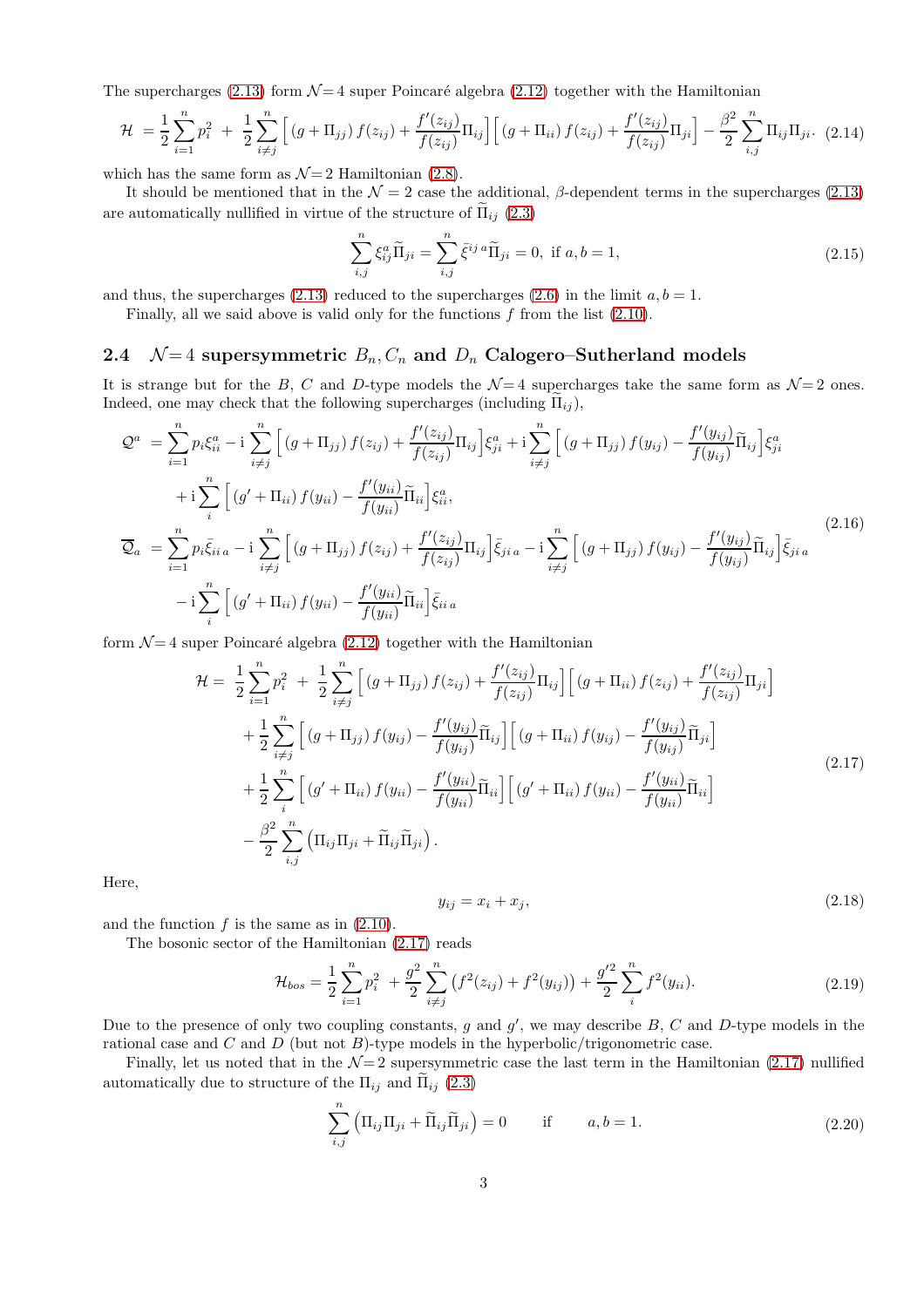The supercharges (2.13) form $\mathcal{N}=4$ super Poincaré algebra (2.12) together with the Hamiltonian

$$
\mathcal{H} = \frac{1}{2}\sum_{i=1}^{n} p_i^2 \; + \; \frac{1}{2}\sum_{i\neq j}^{n} \Big[ (g+\Pi_{jj})\, f(z_{ij}) + \frac{f'(z_{ij})}{f(z_{ij})}\Pi_{ij} \Big] \Big[ (g+\Pi_{ii})\, f(z_{ij}) + \frac{f'(z_{ij})}{f(z_{ij})}\Pi_{ji} \Big] - \frac{\beta^2}{2}\sum_{i,j}^{n} \Pi_{ij}\Pi_{ji}. \tag{2.14}
$$

which has the same form as $\mathcal{N}=2$ Hamiltonian (2.8).

It should be mentioned that in the $\mathcal{N}=2$ case the additional, $\beta$-dependent terms in the supercharges (2.13) are automatically nullified in virtue of the structure of $\widetilde{\Pi}_{ij}$ (2.3)

$$
\sum_{i,j}^{n} \xi^a_{ij}\widetilde{\Pi}_{ji} = \sum_{i,j}^{n} \bar{\xi}^{ij\,a}\widetilde{\Pi}_{ji} = 0, \text{ if } a,b=1, \tag{2.15}
$$

and thus, the supercharges (2.13) reduced to the supercharges (2.6) in the limit $a,b=1$.

Finally, all we said above is valid only for the functions $f$ from the list (2.10).

### 2.4 $\mathcal{N}=4$ supersymmetric $B_n, C_n$ and $D_n$ Calogero–Sutherland models

It is strange but for the $B$, $C$ and $D$-type models the $\mathcal{N}=4$ supercharges take the same form as $\mathcal{N}=2$ ones. Indeed, one may check that the following supercharges (including $\widetilde{\Pi}_{ij}$),

$$
\begin{aligned}
\mathcal{Q}^a &= \sum_{i=1}^{n} p_i \xi^a_{ii} - \mathrm{i}\sum_{i\neq j}^{n} \Big[ (g+\Pi_{jj})\, f(z_{ij}) + \frac{f'(z_{ij})}{f(z_{ij})}\Pi_{ij} \Big]\xi^a_{ji} + \mathrm{i}\sum_{i\neq j}^{n} \Big[ (g+\Pi_{jj})\, f(y_{ij}) - \frac{f'(y_{ij})}{f(y_{ij})}\widetilde{\Pi}_{ij} \Big]\xi^a_{ji} \\
&\quad + \mathrm{i}\sum_{i}^{n} \Big[ (g'+\Pi_{ii})\, f(y_{ii}) - \frac{f'(y_{ii})}{f(y_{ii})}\widetilde{\Pi}_{ii} \Big]\xi^a_{ii}, \\
\overline{\mathcal{Q}}_a &= \sum_{i=1}^{n} p_i \bar{\xi}_{ii\,a} - \mathrm{i}\sum_{i\neq j}^{n} \Big[ (g+\Pi_{jj})\, f(z_{ij}) + \frac{f'(z_{ij})}{f(z_{ij})}\Pi_{ij} \Big]\bar{\xi}_{ji\,a} - \mathrm{i}\sum_{i\neq j}^{n} \Big[ (g+\Pi_{jj})\, f(y_{ij}) - \frac{f'(y_{ij})}{f(y_{ij})}\widetilde{\Pi}_{ij} \Big]\bar{\xi}_{ji\,a} \\
&\quad - \mathrm{i}\sum_{i}^{n} \Big[ (g'+\Pi_{ii})\, f(y_{ii}) - \frac{f'(y_{ii})}{f(y_{ii})}\widetilde{\Pi}_{ii} \Big]\bar{\xi}_{ii\,a}
\end{aligned} \tag{2.16}
$$

form $\mathcal{N}=4$ super Poincaré algebra (2.12) together with the Hamiltonian

$$
\begin{aligned}
\mathcal{H} = &\; \frac{1}{2}\sum_{i=1}^{n} p_i^2 \; + \; \frac{1}{2}\sum_{i\neq j}^{n} \Big[ (g+\Pi_{jj})\, f(z_{ij}) + \frac{f'(z_{ij})}{f(z_{ij})}\Pi_{ij} \Big] \Big[ (g+\Pi_{ii})\, f(z_{ij}) + \frac{f'(z_{ij})}{f(z_{ij})}\Pi_{ji} \Big] \\
&+ \frac{1}{2}\sum_{i\neq j}^{n} \Big[ (g+\Pi_{jj})\, f(y_{ij}) - \frac{f'(y_{ij})}{f(y_{ij})}\widetilde{\Pi}_{ij} \Big] \Big[ (g+\Pi_{ii})\, f(y_{ij}) - \frac{f'(y_{ij})}{f(y_{ij})}\widetilde{\Pi}_{ji} \Big] \\
&+ \frac{1}{2}\sum_{i}^{n} \Big[ (g'+\Pi_{ii})\, f(y_{ii}) - \frac{f'(y_{ii})}{f(y_{ii})}\widetilde{\Pi}_{ii} \Big] \Big[ (g'+\Pi_{ii})\, f(y_{ii}) - \frac{f'(y_{ii})}{f(y_{ii})}\widetilde{\Pi}_{ii} \Big] \\
&- \frac{\beta^2}{2}\sum_{i,j}^{n} \big( \Pi_{ij}\Pi_{ji} + \widetilde{\Pi}_{ij}\widetilde{\Pi}_{ji} \big).
\end{aligned} \tag{2.17}
$$

Here,

$$
y_{ij} = x_i + x_j, \tag{2.18}
$$

and the function $f$ is the same as in (2.10).

The bosonic sector of the Hamiltonian (2.17) reads

$$
\mathcal{H}_{bos} = \frac{1}{2}\sum_{i=1}^{n} p_i^2 \; + \frac{g^2}{2}\sum_{i\neq j}^{n} \big( f^2(z_{ij}) + f^2(y_{ij}) \big) + \frac{g'^2}{2}\sum_{i}^{n} f^2(y_{ii}). \tag{2.19}
$$

Due to the presence of only two coupling constants, $g$ and $g'$, we may describe $B$, $C$ and $D$-type models in the rational case and $C$ and $D$ (but not $B$)-type models in the hyperbolic/trigonometric case.

Finally, let us noted that in the $\mathcal{N}=2$ supersymmetric case the last term in the Hamiltonian (2.17) nullified automatically due to structure of the $\Pi_{ij}$ and $\widetilde{\Pi}_{ij}$ (2.3)

$$
\sum_{i,j}^{n} \big( \Pi_{ij}\Pi_{ji} + \widetilde{\Pi}_{ij}\widetilde{\Pi}_{ji} \big) = 0 \qquad \text{if} \qquad a,b=1. \tag{2.20}
$$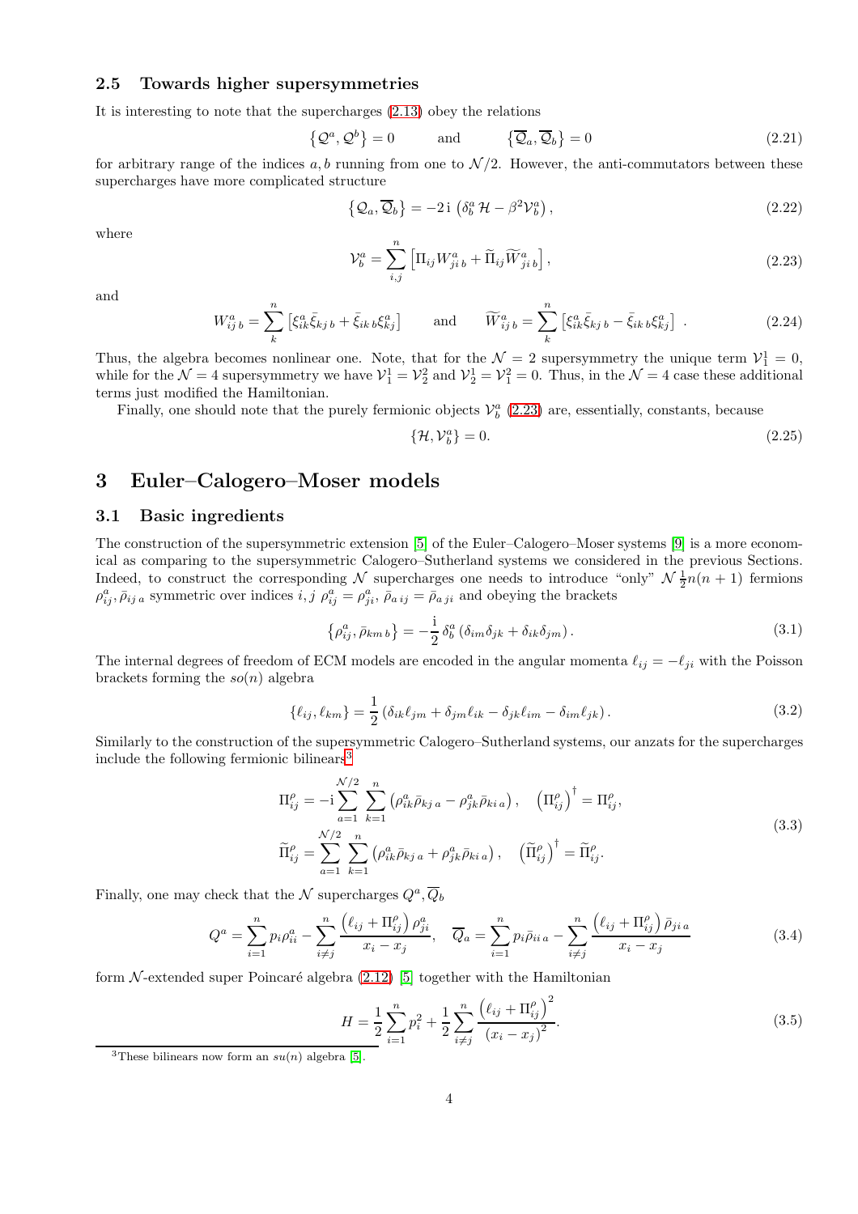### 2.5 Towards higher supersymmetries

It is interesting to note that the supercharges (2.13) obey the relations

$$\left\{\mathcal{Q}^a, \mathcal{Q}^b\right\} = 0 \qquad \text{and} \qquad \left\{\overline{\mathcal{Q}}_a, \overline{\mathcal{Q}}_b\right\} = 0 \tag{2.21}$$

for arbitrary range of the indices $a, b$ running from one to $\mathcal{N}/2$. However, the anti-commutators between these supercharges have more complicated structure

$$\left\{\mathcal{Q}_a, \overline{\mathcal{Q}}_b\right\} = -2\,\mathrm{i}\,\left(\delta^a_b\,\mathcal{H} - \beta^2 \mathcal{V}^a_b\right), \tag{2.22}$$

where

$$\mathcal{V}^a_b = \sum_{i,j}^{n} \left[\Pi_{ij} W^a_{ji\,b} + \widetilde{\Pi}_{ij} \widetilde{W}^a_{ji\,b}\right], \tag{2.23}$$

and

$$W^a_{ij\,b} = \sum_{k}^{n} \left[\xi^a_{ik}\bar{\xi}_{kj\,b} + \bar{\xi}_{ik\,b}\xi^a_{kj}\right] \qquad \text{and} \qquad \widetilde{W}^a_{ij\,b} = \sum_{k}^{n} \left[\xi^a_{ik}\bar{\xi}_{kj\,b} - \bar{\xi}_{ik\,b}\xi^a_{kj}\right] \ . \tag{2.24}$$

Thus, the algebra becomes nonlinear one. Note, that for the $\mathcal{N}=2$ supersymmetry the unique term $\mathcal{V}^1_1 = 0$, while for the $\mathcal{N}=4$ supersymmetry we have $\mathcal{V}^1_1 = \mathcal{V}^2_2$ and $\mathcal{V}^1_2 = \mathcal{V}^2_1 = 0$. Thus, in the $\mathcal{N}=4$ case these additional terms just modified the Hamiltonian.

Finally, one should note that the purely fermionic objects $\mathcal{V}^a_b$ (2.23) are, essentially, constants, because

$$\{\mathcal{H}, \mathcal{V}^a_b\} = 0. \tag{2.25}$$

## 3 Euler–Calogero–Moser models

### 3.1 Basic ingredients

The construction of the supersymmetric extension [5] of the Euler–Calogero–Moser systems [9] is a more economical as comparing to the supersymmetric Calogero–Sutherland systems we considered in the previous Sections. Indeed, to construct the corresponding $\mathcal{N}$ supercharges one needs to introduce "only" $\mathcal{N}\,\frac{1}{2}n(n+1)$ fermions $\rho^a_{ij}, \bar{\rho}_{ij\,a}$ symmetric over indices $i,j$ $\rho^a_{ij} = \rho^a_{ji}$, $\bar{\rho}_{a\,ij} = \bar{\rho}_{a\,ji}$ and obeying the brackets

$$\left\{\rho^a_{ij}, \bar{\rho}_{km\,b}\right\} = -\frac{\mathrm{i}}{2}\,\delta^a_b\left(\delta_{im}\delta_{jk} + \delta_{ik}\delta_{jm}\right). \tag{3.1}$$

The internal degrees of freedom of ECM models are encoded in the angular momenta $\ell_{ij} = -\ell_{ji}$ with the Poisson brackets forming the $so(n)$ algebra

$$\{\ell_{ij}, \ell_{km}\} = \frac{1}{2}\left(\delta_{ik}\ell_{jm} + \delta_{jm}\ell_{ik} - \delta_{jk}\ell_{im} - \delta_{im}\ell_{jk}\right). \tag{3.2}$$

Similarly to the construction of the supersymmetric Calogero–Sutherland systems, our anzats for the supercharges include the following fermionic bilinears[3]

$$\begin{aligned}
\Pi^\rho_{ij} &= -\mathrm{i}\sum_{a=1}^{\mathcal{N}/2}\sum_{k=1}^{n}\left(\rho^a_{ik}\bar{\rho}_{kj\,a} - \rho^a_{jk}\bar{\rho}_{ki\,a}\right), \quad \left(\Pi^\rho_{ij}\right)^\dagger = \Pi^\rho_{ij}, \\
\widetilde{\Pi}^\rho_{ij} &= \sum_{a=1}^{\mathcal{N}/2}\sum_{k=1}^{n}\left(\rho^a_{ik}\bar{\rho}_{kj\,a} + \rho^a_{jk}\bar{\rho}_{ki\,a}\right), \quad \left(\widetilde{\Pi}^\rho_{ij}\right)^\dagger = \widetilde{\Pi}^\rho_{ij}.
\end{aligned} \tag{3.3}$$

Finally, one may check that the $\mathcal{N}$ supercharges $Q^a, \overline{Q}_b$

$$Q^a = \sum_{i=1}^{n} p_i \rho^a_{ii} - \sum_{i\neq j}^{n} \frac{\left(\ell_{ij} + \Pi^\rho_{ij}\right)\rho^a_{ji}}{x_i - x_j}, \quad \overline{Q}_a = \sum_{i=1}^{n} p_i \bar{\rho}_{ii\,a} - \sum_{i\neq j}^{n} \frac{\left(\ell_{ij} + \Pi^\rho_{ij}\right)\bar{\rho}_{ji\,a}}{x_i - x_j} \tag{3.4}$$

form $\mathcal{N}$-extended super Poincaré algebra (2.12) [5] together with the Hamiltonian

$$H = \frac{1}{2}\sum_{i=1}^{n} p_i^2 + \frac{1}{2}\sum_{i\neq j}^{n} \frac{\left(\ell_{ij} + \Pi^\rho_{ij}\right)^2}{\left(x_i - x_j\right)^2}. \tag{3.5}$$

[3] These bilinears now form an $su(n)$ algebra [5].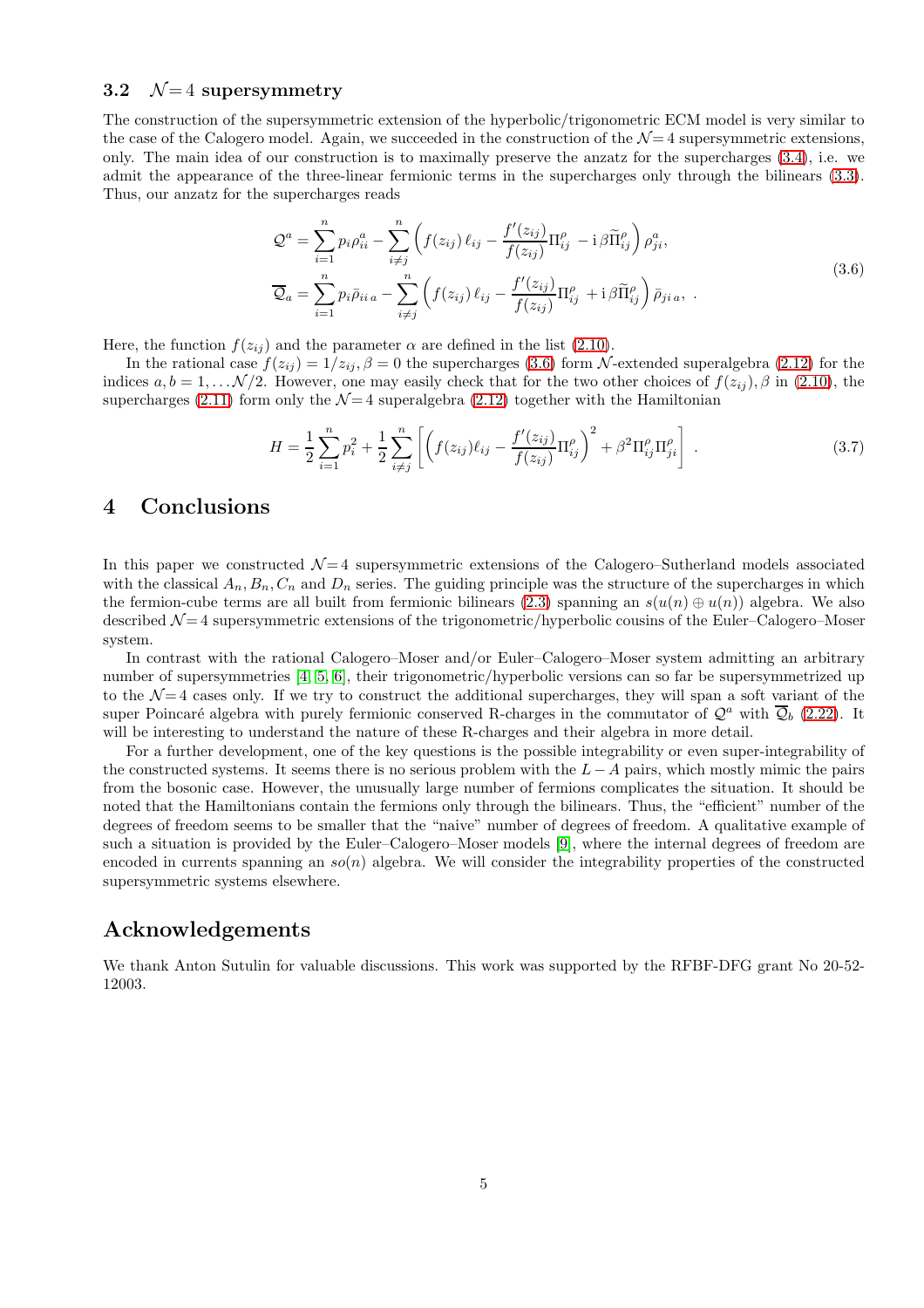### 3.2 $\mathcal{N}=4$ supersymmetry

The construction of the supersymmetric extension of the hyperbolic/trigonometric ECM model is very similar to the case of the Calogero model. Again, we succeeded in the construction of the $\mathcal{N}=4$ supersymmetric extensions, only. The main idea of our construction is to maximally preserve the anzatz for the supercharges (3.4), i.e. we admit the appearance of the three-linear fermionic terms in the supercharges only through the bilinears (3.3). Thus, our anzatz for the supercharges reads

$$
\begin{aligned}
\mathcal{Q}^a &= \sum_{i=1}^{n} p_i \rho^a_{ii} - \sum_{i\neq j}^{n} \left( f(z_{ij})\, \ell_{ij} - \frac{f'(z_{ij})}{f(z_{ij})} \Pi^{\rho}_{ij} - \mathrm{i}\,\beta \widetilde{\Pi}^{\rho}_{ij} \right) \rho^a_{ji}, \\
\overline{\mathcal{Q}}_a &= \sum_{i=1}^{n} p_i \bar{\rho}_{ii\,a} - \sum_{i\neq j}^{n} \left( f(z_{ij})\, \ell_{ij} - \frac{f'(z_{ij})}{f(z_{ij})} \Pi^{\rho}_{ij} + \mathrm{i}\,\beta \widetilde{\Pi}^{\rho}_{ij} \right) \bar{\rho}_{ji\,a}, \ .
\end{aligned}
\tag{3.6}
$$

Here, the function $f(z_{ij})$ and the parameter $\alpha$ are defined in the list (2.10).

In the rational case $f(z_{ij}) = 1/z_{ij}, \beta = 0$ the supercharges (3.6) form $\mathcal{N}$-extended superalgebra (2.12) for the indices $a, b = 1, \ldots \mathcal{N}/2$. However, one may easily check that for the two other choices of $f(z_{ij}), \beta$ in (2.10), the supercharges (2.11) form only the $\mathcal{N}=4$ superalgebra (2.12) together with the Hamiltonian

$$
H = \frac{1}{2} \sum_{i=1}^{n} p_i^2 + \frac{1}{2} \sum_{i\neq j}^{n} \left[ \left( f(z_{ij}) \ell_{ij} - \frac{f'(z_{ij})}{f(z_{ij})} \Pi^{\rho}_{ij} \right)^2 + \beta^2 \Pi^{\rho}_{ij} \Pi^{\rho}_{ji} \right] \ .
\tag{3.7}
$$

## 4 Conclusions

In this paper we constructed $\mathcal{N}=4$ supersymmetric extensions of the Calogero–Sutherland models associated with the classical $A_n, B_n, C_n$ and $D_n$ series. The guiding principle was the structure of the supercharges in which the fermion-cube terms are all built from fermionic bilinears (2.3) spanning an $s(u(n) \oplus u(n))$ algebra. We also described $\mathcal{N}=4$ supersymmetric extensions of the trigonometric/hyperbolic cousins of the Euler–Calogero–Moser system.

In contrast with the rational Calogero–Moser and/or Euler–Calogero–Moser system admitting an arbitrary number of supersymmetries [4, 5, 6], their trigonometric/hyperbolic versions can so far be supersymmetrized up to the $\mathcal{N}=4$ cases only. If we try to construct the additional supercharges, they will span a soft variant of the super Poincaré algebra with purely fermionic conserved R-charges in the commutator of $\mathcal{Q}^a$ with $\overline{\mathcal{Q}}_b$ (2.22). It will be interesting to understand the nature of these R-charges and their algebra in more detail.

For a further development, one of the key questions is the possible integrability or even super-integrability of the constructed systems. It seems there is no serious problem with the $L - A$ pairs, which mostly mimic the pairs from the bosonic case. However, the unusually large number of fermions complicates the situation. It should be noted that the Hamiltonians contain the fermions only through the bilinears. Thus, the "efficient" number of the degrees of freedom seems to be smaller that the "naive" number of degrees of freedom. A qualitative example of such a situation is provided by the Euler–Calogero–Moser models [9], where the internal degrees of freedom are encoded in currents spanning an $so(n)$ algebra. We will consider the integrability properties of the constructed supersymmetric systems elsewhere.

## Acknowledgements

We thank Anton Sutulin for valuable discussions. This work was supported by the RFBF-DFG grant No 20-52-12003.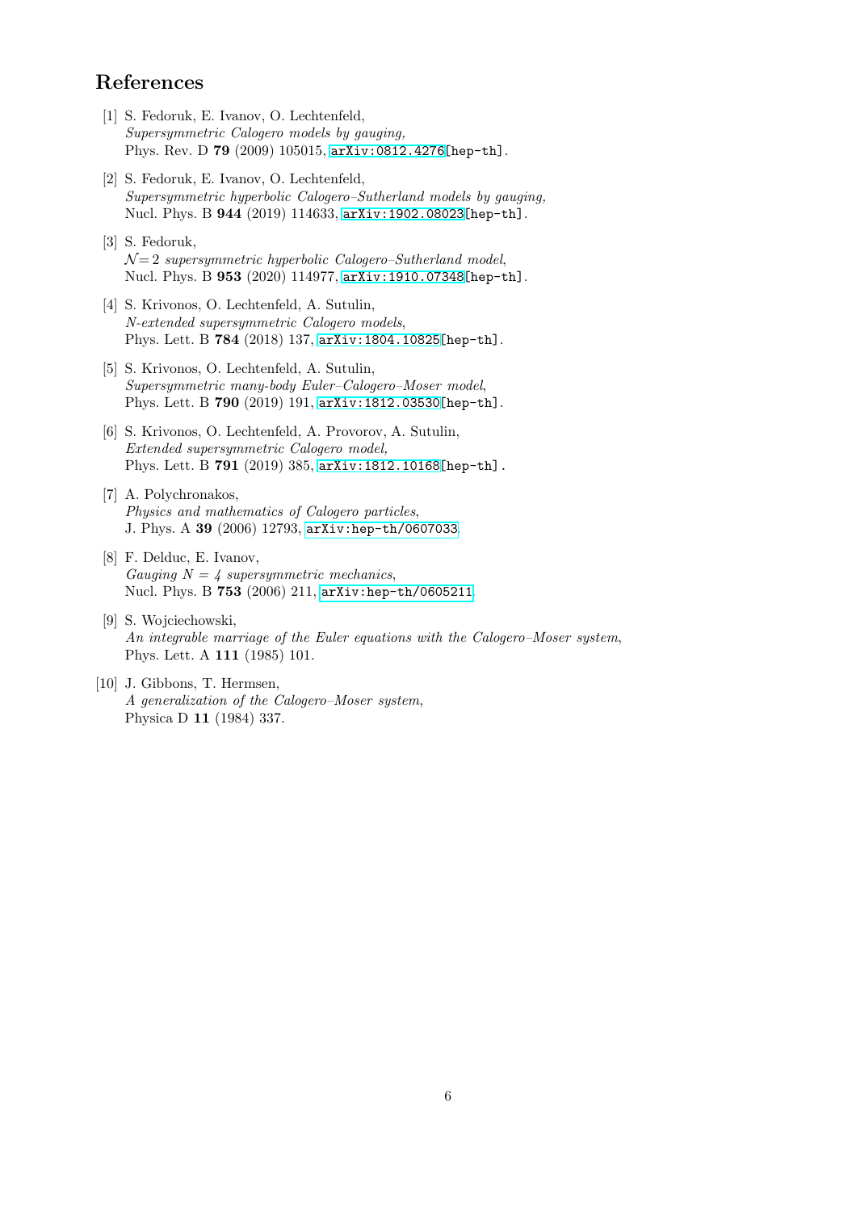## References

[1] S. Fedoruk, E. Ivanov, O. Lechtenfeld,
*Supersymmetric Calogero models by gauging,*
Phys. Rev. D **79** (2009) 105015, arXiv:0812.4276[hep-th].

[2] S. Fedoruk, E. Ivanov, O. Lechtenfeld,
*Supersymmetric hyperbolic Calogero–Sutherland models by gauging,*
Nucl. Phys. B **944** (2019) 114633, arXiv:1902.08023[hep-th].

[3] S. Fedoruk,
*$\mathcal{N}=2$ supersymmetric hyperbolic Calogero–Sutherland model*,
Nucl. Phys. B **953** (2020) 114977, arXiv:1910.07348[hep-th].

[4] S. Krivonos, O. Lechtenfeld, A. Sutulin,
*N-extended supersymmetric Calogero models*,
Phys. Lett. B **784** (2018) 137, arXiv:1804.10825[hep-th].

[5] S. Krivonos, O. Lechtenfeld, A. Sutulin,
*Supersymmetric many-body Euler–Calogero–Moser model*,
Phys. Lett. B **790** (2019) 191, arXiv:1812.03530[hep-th].

[6] S. Krivonos, O. Lechtenfeld, A. Provorov, A. Sutulin,
*Extended supersymmetric Calogero model,*
Phys. Lett. B **791** (2019) 385, arXiv:1812.10168[hep-th].

[7] A. Polychronakos,
*Physics and mathematics of Calogero particles*,
J. Phys. A **39** (2006) 12793, arXiv:hep-th/0607033.

[8] F. Delduc, E. Ivanov,
*Gauging $N = 4$ supersymmetric mechanics*,
Nucl. Phys. B **753** (2006) 211, arXiv:hep-th/0605211.

[9] S. Wojciechowski,
*An integrable marriage of the Euler equations with the Calogero–Moser system*,
Phys. Lett. A **111** (1985) 101.

[10] J. Gibbons, T. Hermsen,
*A generalization of the Calogero–Moser system*,
Physica D **11** (1984) 337.